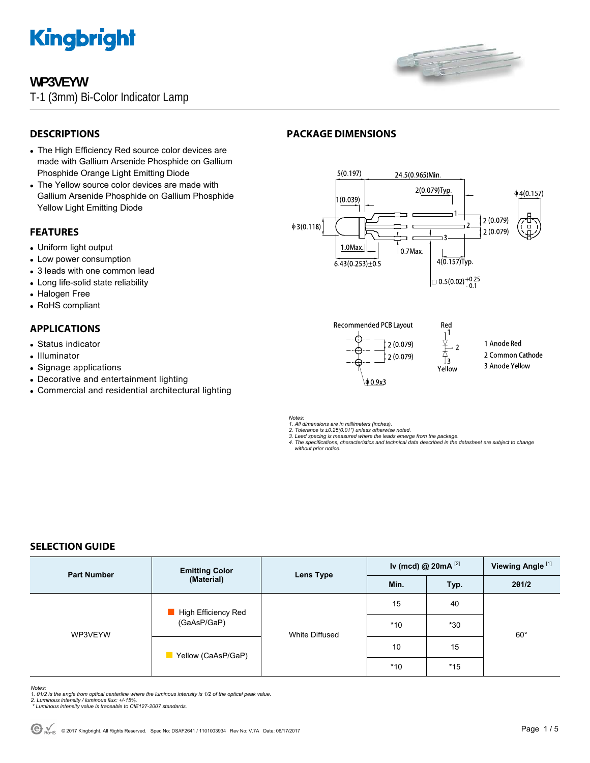# Kingbright

## WP3VEYW

T-1 (3mm) Bi-Color Indicator Lamp

## DESCRIPTIONS

- The High Efficiency Red source color devices are made with Gallium Arsenide Phosphide on Gallium Phosphide Orange Light Emitting Diode
- The Yellow source color devices are made with Gallium Arsenide Phosphide on Gallium Phosphide Yellow Light Emitting Diode

## FEATURES

- Uniform light output
- Low power consumption
- 3 leads with one common lead
- Long life-solid state reliability
- Halogen Free
- RoHS compliant

## APPLICATIONS

- Status indicator
- Illuminator
- Signage applications
- Decorative and entertainment lighting
- Commercial and residential architectural lighting

## PACKAGE DIMENSIONS

5(0.197) 24.5(0.965)Min. 2(0.079)Typ. φ4(0.157) 1(0.039) φ3(0.118) 2 (0.079) 2 (0.079) 1.0Max. 0.7Max. 6.43(0.253)±0.5 4(0.157)Typ. □ 0.5(0.02) +0.25 / -0.1

Recommended PCB Layout: 2 (0.079), 2 (0.079), φ0.9x3

Red 1, 2, 3 Yellow

1 Anode Red
2 Common Cathode
3 Anode Yellow

Notes:
1. All dimensions are in millimeters (inches).
2. Tolerance is ±0.25(0.01") unless otherwise noted.
3. Lead spacing is measured where the leads emerge from the package.
4. The specifications, characteristics and technical data described in the datasheet are subject to change without prior notice.

## SELECTION GUIDE

| Part Number | Emitting Color (Material) | Lens Type | Iv (mcd) @ 20mA [2] | | Viewing Angle [1] |
|---|---|---|---|---|---|
| | | | Min. | Typ. | 2θ1/2 |
| WP3VEYW | High Efficiency Red (GaAsP/GaP) | White Diffused | 15 | 40 | 60° |
| | | | *10 | *30 | |
| | Yellow (CaAsP/GaP) | | 10 | 15 | |
| | | | *10 | *15 | |

Notes:
1. θ1/2 is the angle from optical centerline where the luminous intensity is 1/2 of the optical peak value.
2. Luminous intensity / luminous flux: +/-15%.
* Luminous intensity value is traceable to CIE127-2007 standards.

© 2017 Kingbright. All Rights Reserved. Spec No: DSAF2641 / 1101003934 Rev No: V.7A Date: 06/17/2017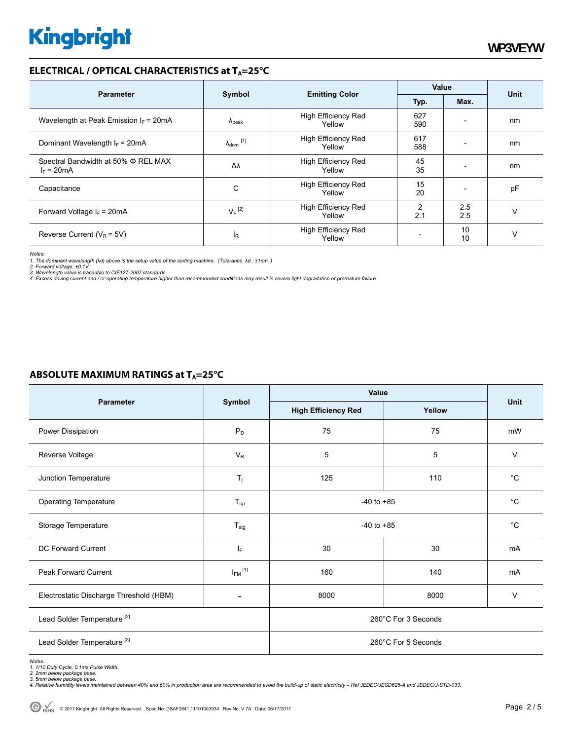## ELECTRICAL / OPTICAL CHARACTERISTICS at $T_A$=25°C

| Parameter | Symbol | Emitting Color | Value | | Unit |
|---|---|---|---|---|---|
| | | | Typ. | Max. | |
| Wavelength at Peak Emission $I_F$ = 20mA | $\lambda_{peak}$ | High Efficiency Red<br>Yellow | 627<br>590 | - | nm |
| Dominant Wavelength $I_F$ = 20mA | $\lambda_{dom}$ [1] | High Efficiency Red<br>Yellow | 617<br>588 | - | nm |
| Spectral Bandwidth at 50% Φ REL MAX<br>$I_F$ = 20mA | Δλ | High Efficiency Red<br>Yellow | 45<br>35 | - | nm |
| Capacitance | C | High Efficiency Red<br>Yellow | 15<br>20 | - | pF |
| Forward Voltage $I_F$ = 20mA | $V_F$ [2] | High Efficiency Red<br>Yellow | 2<br>2.1 | 2.5<br>2.5 | V |
| Reverse Current ($V_R$ = 5V) | $I_R$ | High Efficiency Red<br>Yellow | - | 10<br>10 | V |

*Notes:*
*1. The dominant wavelength (λd) above is the setup value of the sorting machine. (Tolerance λd : ±1nm. )*
*2. Forward voltage: ±0.1V.*
*3. Wavelength value is traceable to CIE127-2007 standards.*
*4. Excess driving current and / or operating temperature higher than recommended conditions may result in severe light degradation or premature failure.*

## ABSOLUTE MAXIMUM RATINGS at $T_A$=25°C

| Parameter | Symbol | Value | | Unit |
|---|---|---|---|---|
| | | High Efficiency Red | Yellow | |
| Power Dissipation | $P_D$ | 75 | 75 | mW |
| Reverse Voltage | $V_R$ | 5 | 5 | V |
| Junction Temperature | $T_j$ | 125 | 110 | °C |
| Operating Temperature | $T_{op}$ | -40 to +85 | | °C |
| Storage Temperature | $T_{stg}$ | -40 to +85 | | °C |
| DC Forward Current | $I_F$ | 30 | 30 | mA |
| Peak Forward Current | $I_{FM}$ [1] | 160 | 140 | mA |
| Electrostatic Discharge Threshold (HBM) | - | 8000 | 8000 | V |
| Lead Solder Temperature [2] | | 260°C For 3 Seconds | | |
| Lead Solder Temperature [3] | | 260°C For 5 Seconds | | |

*Notes:*
*1. 1/10 Duty Cycle, 0.1ms Pulse Width.*
*2. 2mm below package base.*
*3. 5mm below package base.*
*4. Relative humidity levels maintained between 40% and 60% in production area are recommended to avoid the build-up of static electricity – Ref JEDEC/JESD625-A and JEDEC/J-STD-033.*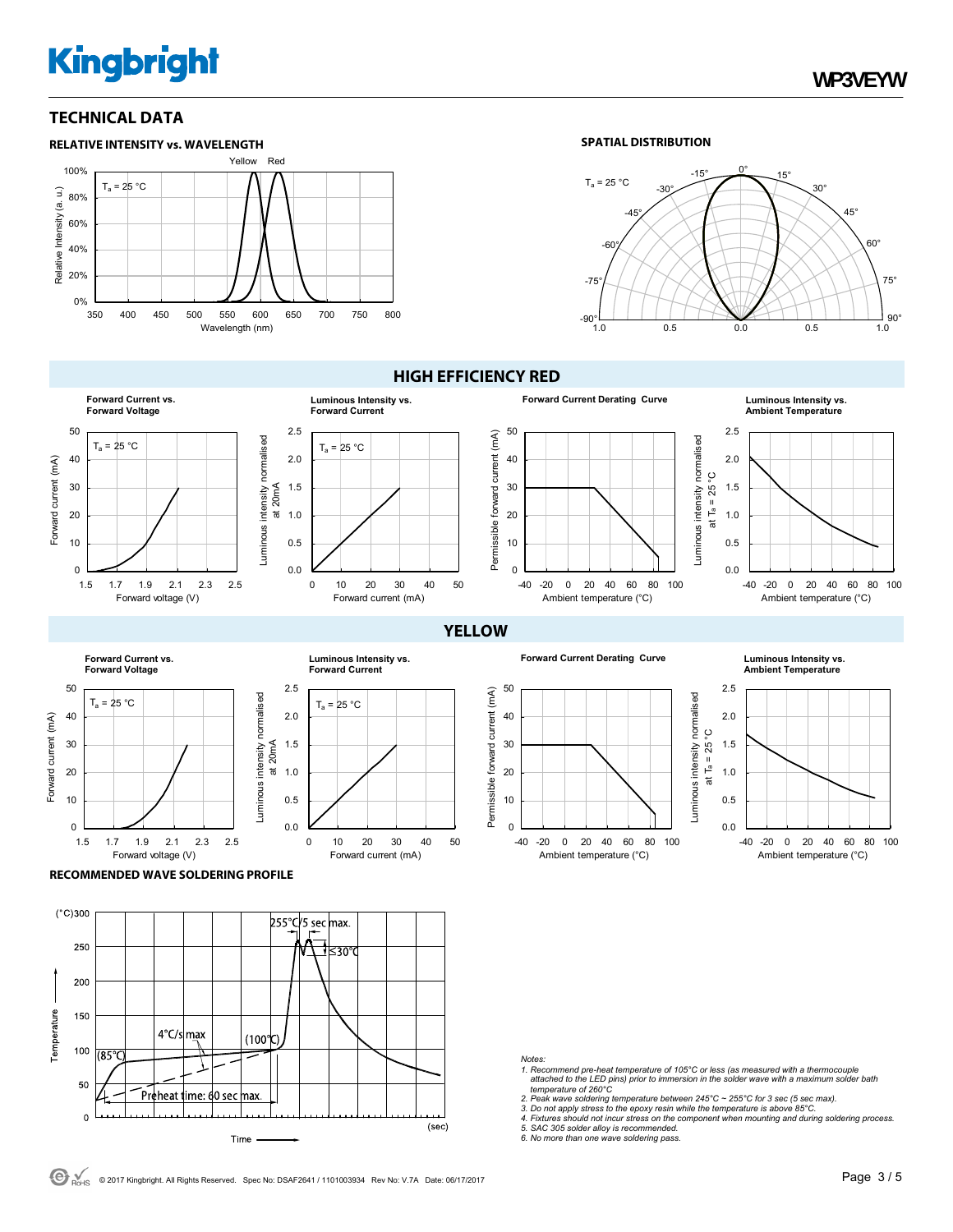## TECHNICAL DATA

### RELATIVE INTENSITY vs. WAVELENGTH

### SPATIAL DISTRIBUTION

## HIGH EFFICIENCY RED

Forward Current vs. Forward Voltage

Luminous Intensity vs. Forward Current

Forward Current Derating Curve

Luminous Intensity vs. Ambient Temperature

## YELLOW

Forward Current vs. Forward Voltage

Luminous Intensity vs. Forward Current

Forward Current Derating Curve

Luminous Intensity vs. Ambient Temperature

### RECOMMENDED WAVE SOLDERING PROFILE

*Notes:*

1. *Recommend pre-heat temperature of 105°C or less (as measured with a thermocouple attached to the LED pins) prior to immersion in the solder wave with a maximum solder bath temperature of 260°C*
2. *Peak wave soldering temperature between 245°C ~ 255°C for 3 sec (5 sec max).*
3. *Do not apply stress to the epoxy resin while the temperature is above 85°C.*
4. *Fixtures should not incur stress on the component when mounting and during soldering process.*
5. *SAC 305 solder alloy is recommended.*
6. *No more than one wave soldering pass.*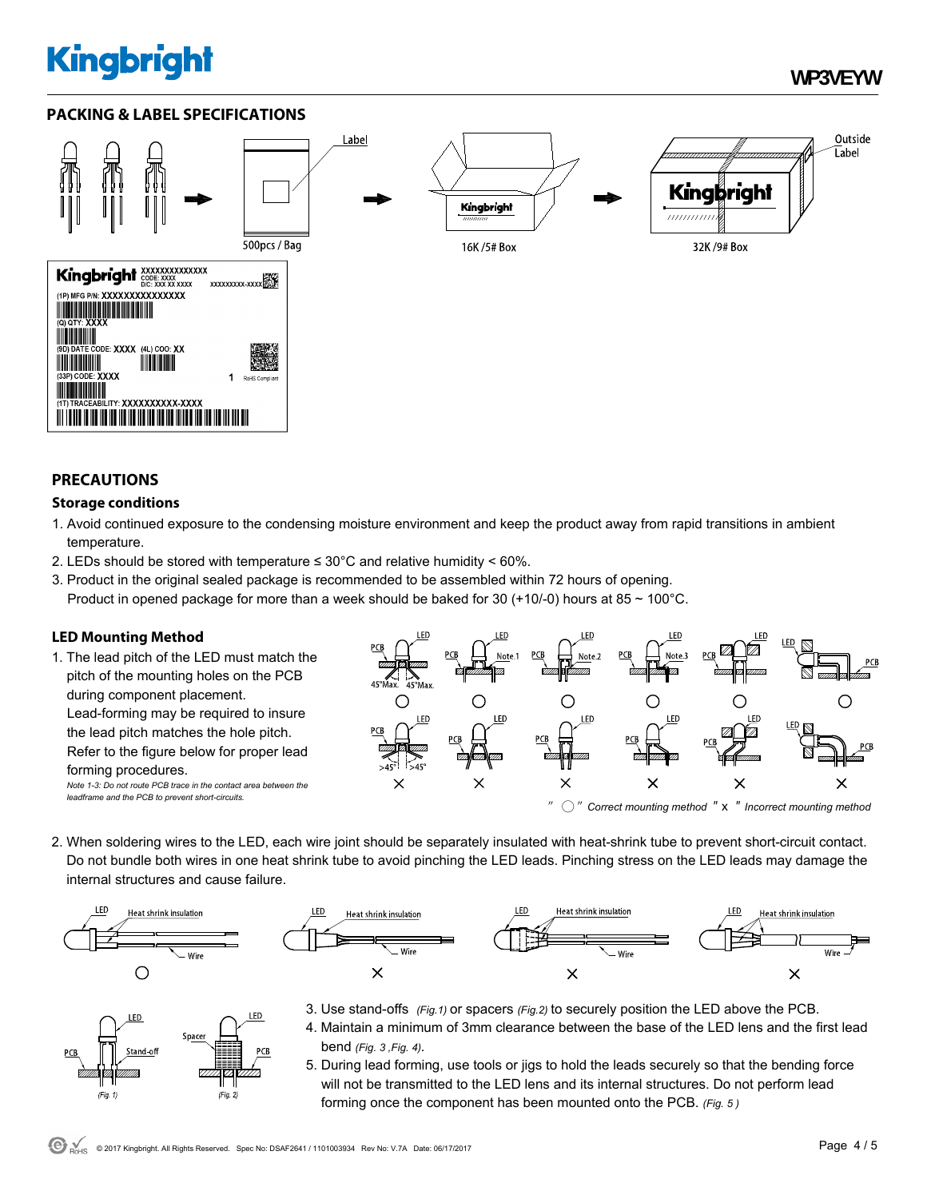## PACKING & LABEL SPECIFICATIONS

Label

500pcs / Bag

16K /5# Box

Outside Label

32K /9# Box

## PRECAUTIONS

### Storage conditions

1. Avoid continued exposure to the condensing moisture environment and keep the product away from rapid transitions in ambient temperature.
2. LEDs should be stored with temperature ≤ 30°C and relative humidity < 60%.
3. Product in the original sealed package is recommended to be assembled within 72 hours of opening.
   Product in opened package for more than a week should be baked for 30 (+10/-0) hours at 85 ~ 100°C.

### LED Mounting Method

1. The lead pitch of the LED must match the pitch of the mounting holes on the PCB during component placement.
   Lead-forming may be required to insure the lead pitch matches the hole pitch.
   Refer to the figure below for proper lead forming procedures.
   *Note 1-3: Do not route PCB trace in the contact area between the leadframe and the PCB to prevent short-circuits.*

*" ○ " Correct mounting method " x " Incorrect mounting method*

2. When soldering wires to the LED, each wire joint should be separately insulated with heat-shrink tube to prevent short-circuit contact. Do not bundle both wires in one heat shrink tube to avoid pinching the LED leads. Pinching stress on the LED leads may damage the internal structures and cause failure.

3. Use stand-offs *(Fig.1)* or spacers *(Fig.2)* to securely position the LED above the PCB.
4. Maintain a minimum of 3mm clearance between the base of the LED lens and the first lead bend *(Fig. 3 ,Fig. 4)*.
5. During lead forming, use tools or jigs to hold the leads securely so that the bending force will not be transmitted to the LED lens and its internal structures. Do not perform lead forming once the component has been mounted onto the PCB. *(Fig. 5 )*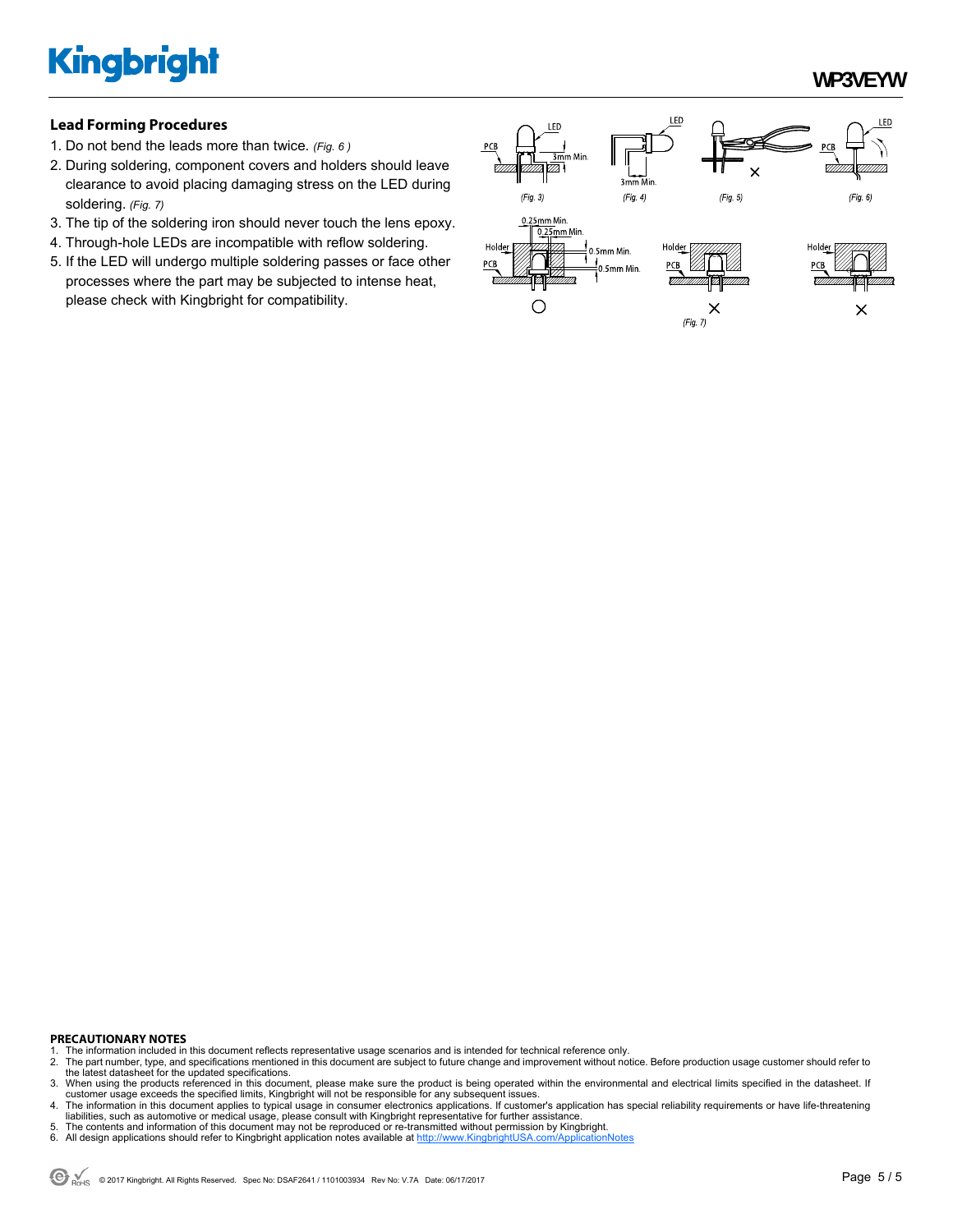### Lead Forming Procedures

1. Do not bend the leads more than twice. *(Fig. 6 )*
2. During soldering, component covers and holders should leave clearance to avoid placing damaging stress on the LED during soldering. *(Fig. 7)*
3. The tip of the soldering iron should never touch the lens epoxy.
4. Through-hole LEDs are incompatible with reflow soldering.
5. If the LED will undergo multiple soldering passes or face other processes where the part may be subjected to intense heat, please check with Kingbright for compatibility.

LED
PCB
3mm Min.
(Fig. 3)

LED
3mm Min.
(Fig. 4)

(Fig. 5)

LED
PCB
(Fig. 6)

0.25mm Min.
0.25mm Min.
Holder
PCB
0.5mm Min.
0.5mm Min.

Holder
PCB

Holder
PCB

(Fig. 7)

**PRECAUTIONARY NOTES**

1. The information included in this document reflects representative usage scenarios and is intended for technical reference only.
2. The part number, type, and specifications mentioned in this document are subject to future change and improvement without notice. Before production usage customer should refer to the latest datasheet for the updated specifications.
3. When using the products referenced in this document, please make sure the product is being operated within the environmental and electrical limits specified in the datasheet. If customer usage exceeds the specified limits, Kingbright will not be responsible for any subsequent issues.
4. The information in this document applies to typical usage in consumer electronics applications. If customer's application has special reliability requirements or have life-threatening liabilities, such as automotive or medical usage, please consult with Kingbright representative for further assistance.
5. The contents and information of this document may not be reproduced or re-transmitted without permission by Kingbright.
6. All design applications should refer to Kingbright application notes available at http://www.KingbrightUSA.com/ApplicationNotes

© 2017 Kingbright. All Rights Reserved. Spec No: DSAF2641 / 1101003934 Rev No: V.7A Date: 06/17/2017